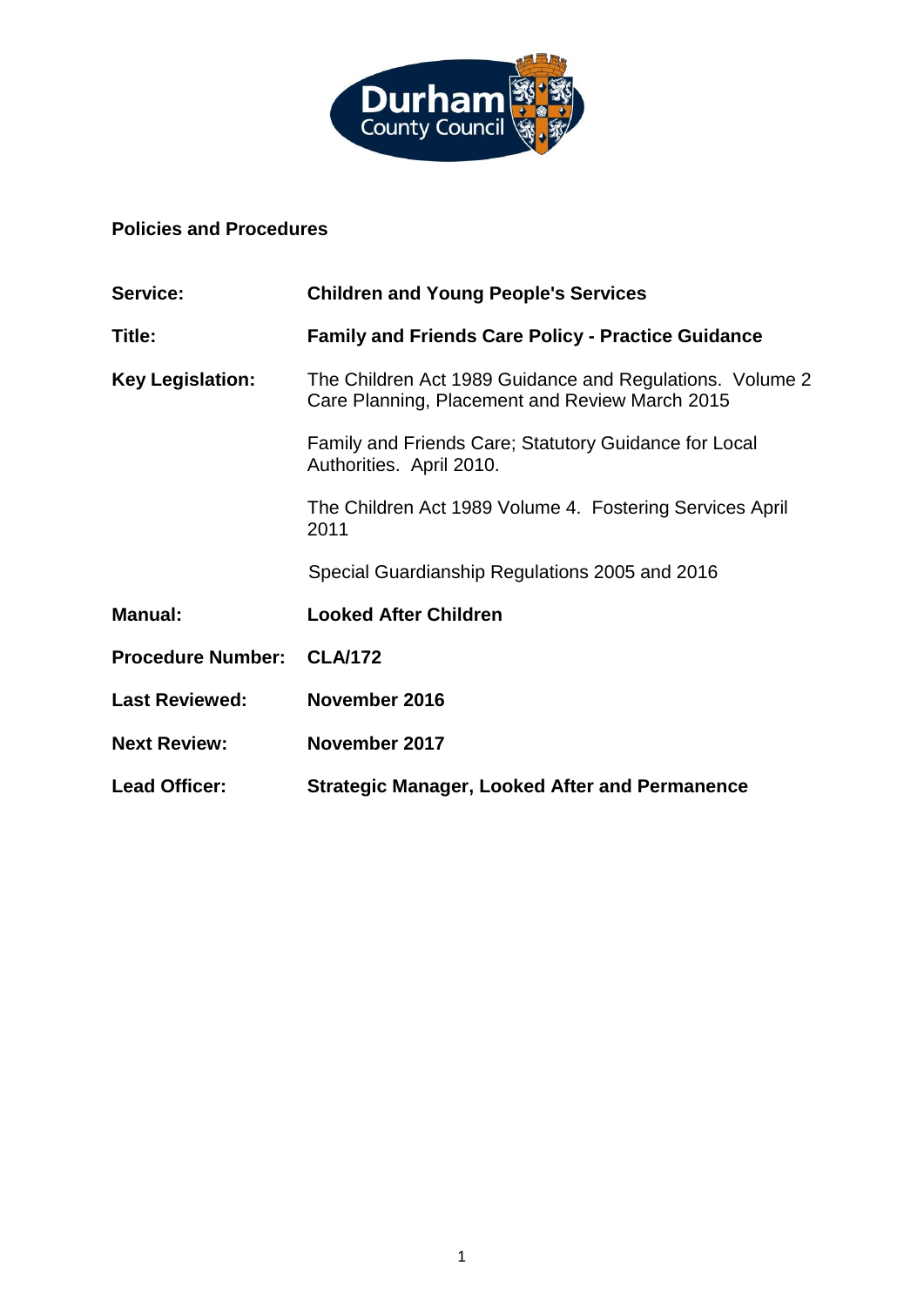Durham County Council

**Policies and Procedures**

| | |
|---|---|
| **Service:** | **Children and Young People's Services** |
| **Title:** | **Family and Friends Care Policy - Practice Guidance** |
| **Key Legislation:** | The Children Act 1989 Guidance and Regulations. Volume 2 Care Planning, Placement and Review March 2015 |
| | Family and Friends Care; Statutory Guidance for Local Authorities. April 2010. |
| | The Children Act 1989 Volume 4. Fostering Services April 2011 |
| | Special Guardianship Regulations 2005 and 2016 |
| **Manual:** | **Looked After Children** |
| **Procedure Number:** | **CLA/172** |
| **Last Reviewed:** | **November 2016** |
| **Next Review:** | **November 2017** |
| **Lead Officer:** | **Strategic Manager, Looked After and Permanence** |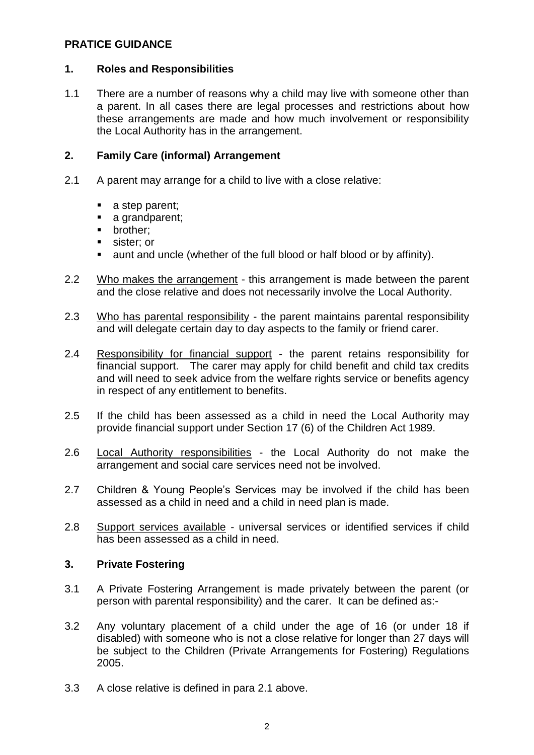**PRATICE GUIDANCE**

## 1. Roles and Responsibilities

1.1 There are a number of reasons why a child may live with someone other than a parent. In all cases there are legal processes and restrictions about how these arrangements are made and how much involvement or responsibility the Local Authority has in the arrangement.

## 2. Family Care (informal) Arrangement

2.1 A parent may arrange for a child to live with a close relative:

- a step parent;
- a grandparent;
- brother;
- sister; or
- aunt and uncle (whether of the full blood or half blood or by affinity).

2.2 Who makes the arrangement - this arrangement is made between the parent and the close relative and does not necessarily involve the Local Authority.

2.3 Who has parental responsibility - the parent maintains parental responsibility and will delegate certain day to day aspects to the family or friend carer.

2.4 Responsibility for financial support - the parent retains responsibility for financial support. The carer may apply for child benefit and child tax credits and will need to seek advice from the welfare rights service or benefits agency in respect of any entitlement to benefits.

2.5 If the child has been assessed as a child in need the Local Authority may provide financial support under Section 17 (6) of the Children Act 1989.

2.6 Local Authority responsibilities - the Local Authority do not make the arrangement and social care services need not be involved.

2.7 Children & Young People's Services may be involved if the child has been assessed as a child in need and a child in need plan is made.

2.8 Support services available - universal services or identified services if child has been assessed as a child in need.

## 3. Private Fostering

3.1 A Private Fostering Arrangement is made privately between the parent (or person with parental responsibility) and the carer. It can be defined as:-

3.2 Any voluntary placement of a child under the age of 16 (or under 18 if disabled) with someone who is not a close relative for longer than 27 days will be subject to the Children (Private Arrangements for Fostering) Regulations 2005.

3.3 A close relative is defined in para 2.1 above.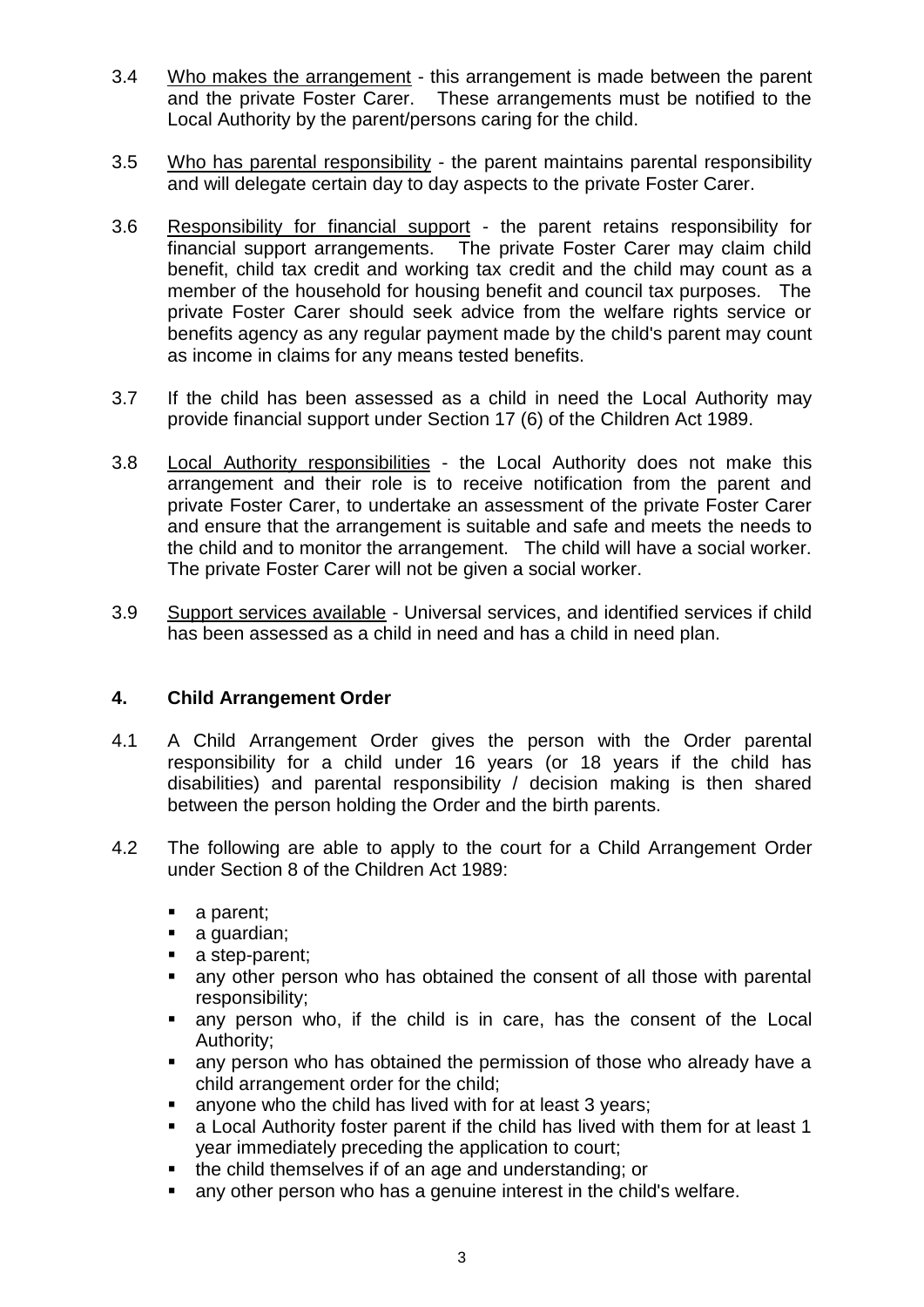3.4 Who makes the arrangement - this arrangement is made between the parent and the private Foster Carer. These arrangements must be notified to the Local Authority by the parent/persons caring for the child.

3.5 Who has parental responsibility - the parent maintains parental responsibility and will delegate certain day to day aspects to the private Foster Carer.

3.6 Responsibility for financial support - the parent retains responsibility for financial support arrangements. The private Foster Carer may claim child benefit, child tax credit and working tax credit and the child may count as a member of the household for housing benefit and council tax purposes. The private Foster Carer should seek advice from the welfare rights service or benefits agency as any regular payment made by the child's parent may count as income in claims for any means tested benefits.

3.7 If the child has been assessed as a child in need the Local Authority may provide financial support under Section 17 (6) of the Children Act 1989.

3.8 Local Authority responsibilities - the Local Authority does not make this arrangement and their role is to receive notification from the parent and private Foster Carer, to undertake an assessment of the private Foster Carer and ensure that the arrangement is suitable and safe and meets the needs to the child and to monitor the arrangement. The child will have a social worker. The private Foster Carer will not be given a social worker.

3.9 Support services available - Universal services, and identified services if child has been assessed as a child in need and has a child in need plan.

## 4. Child Arrangement Order

4.1 A Child Arrangement Order gives the person with the Order parental responsibility for a child under 16 years (or 18 years if the child has disabilities) and parental responsibility / decision making is then shared between the person holding the Order and the birth parents.

4.2 The following are able to apply to the court for a Child Arrangement Order under Section 8 of the Children Act 1989:

- a parent;
- a guardian;
- a step-parent;
- any other person who has obtained the consent of all those with parental responsibility;
- any person who, if the child is in care, has the consent of the Local Authority;
- any person who has obtained the permission of those who already have a child arrangement order for the child;
- anyone who the child has lived with for at least 3 years;
- a Local Authority foster parent if the child has lived with them for at least 1 year immediately preceding the application to court;
- the child themselves if of an age and understanding; or
- any other person who has a genuine interest in the child's welfare.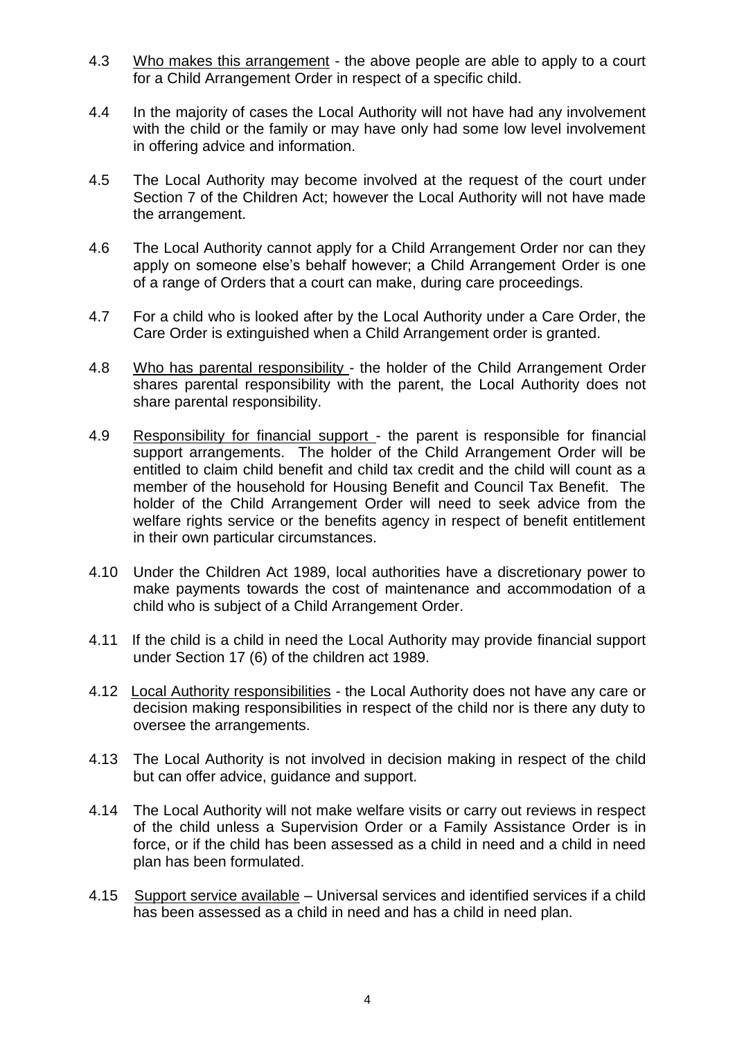4.3 Who makes this arrangement - the above people are able to apply to a court for a Child Arrangement Order in respect of a specific child.

4.4 In the majority of cases the Local Authority will not have had any involvement with the child or the family or may have only had some low level involvement in offering advice and information.

4.5 The Local Authority may become involved at the request of the court under Section 7 of the Children Act; however the Local Authority will not have made the arrangement.

4.6 The Local Authority cannot apply for a Child Arrangement Order nor can they apply on someone else's behalf however; a Child Arrangement Order is one of a range of Orders that a court can make, during care proceedings.

4.7 For a child who is looked after by the Local Authority under a Care Order, the Care Order is extinguished when a Child Arrangement order is granted.

4.8 Who has parental responsibility - the holder of the Child Arrangement Order shares parental responsibility with the parent, the Local Authority does not share parental responsibility.

4.9 Responsibility for financial support - the parent is responsible for financial support arrangements. The holder of the Child Arrangement Order will be entitled to claim child benefit and child tax credit and the child will count as a member of the household for Housing Benefit and Council Tax Benefit. The holder of the Child Arrangement Order will need to seek advice from the welfare rights service or the benefits agency in respect of benefit entitlement in their own particular circumstances.

4.10 Under the Children Act 1989, local authorities have a discretionary power to make payments towards the cost of maintenance and accommodation of a child who is subject of a Child Arrangement Order.

4.11 If the child is a child in need the Local Authority may provide financial support under Section 17 (6) of the children act 1989.

4.12 Local Authority responsibilities - the Local Authority does not have any care or decision making responsibilities in respect of the child nor is there any duty to oversee the arrangements.

4.13 The Local Authority is not involved in decision making in respect of the child but can offer advice, guidance and support.

4.14 The Local Authority will not make welfare visits or carry out reviews in respect of the child unless a Supervision Order or a Family Assistance Order is in force, or if the child has been assessed as a child in need and a child in need plan has been formulated.

4.15 Support service available – Universal services and identified services if a child has been assessed as a child in need and has a child in need plan.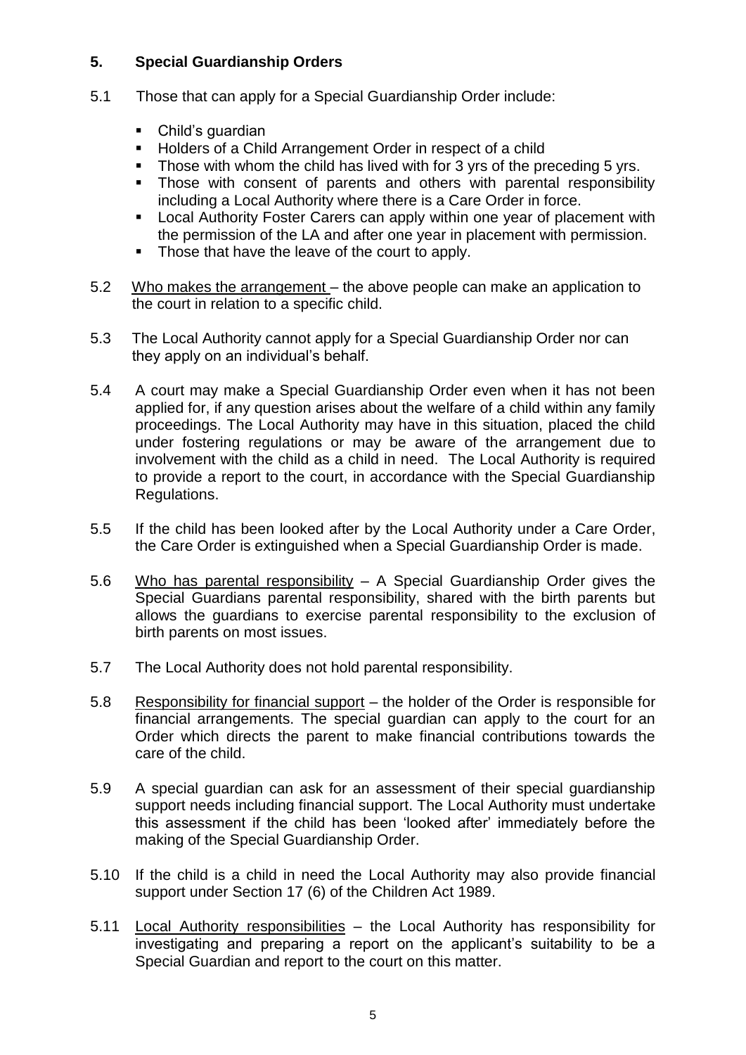## 5. Special Guardianship Orders

5.1 Those that can apply for a Special Guardianship Order include:

- Child's guardian
- Holders of a Child Arrangement Order in respect of a child
- Those with whom the child has lived with for 3 yrs of the preceding 5 yrs.
- Those with consent of parents and others with parental responsibility including a Local Authority where there is a Care Order in force.
- Local Authority Foster Carers can apply within one year of placement with the permission of the LA and after one year in placement with permission.
- Those that have the leave of the court to apply.

5.2 Who makes the arrangement – the above people can make an application to the court in relation to a specific child.

5.3 The Local Authority cannot apply for a Special Guardianship Order nor can they apply on an individual's behalf.

5.4 A court may make a Special Guardianship Order even when it has not been applied for, if any question arises about the welfare of a child within any family proceedings. The Local Authority may have in this situation, placed the child under fostering regulations or may be aware of the arrangement due to involvement with the child as a child in need. The Local Authority is required to provide a report to the court, in accordance with the Special Guardianship Regulations.

5.5 If the child has been looked after by the Local Authority under a Care Order, the Care Order is extinguished when a Special Guardianship Order is made.

5.6 Who has parental responsibility – A Special Guardianship Order gives the Special Guardians parental responsibility, shared with the birth parents but allows the guardians to exercise parental responsibility to the exclusion of birth parents on most issues.

5.7 The Local Authority does not hold parental responsibility.

5.8 Responsibility for financial support – the holder of the Order is responsible for financial arrangements. The special guardian can apply to the court for an Order which directs the parent to make financial contributions towards the care of the child.

5.9 A special guardian can ask for an assessment of their special guardianship support needs including financial support. The Local Authority must undertake this assessment if the child has been 'looked after' immediately before the making of the Special Guardianship Order.

5.10 If the child is a child in need the Local Authority may also provide financial support under Section 17 (6) of the Children Act 1989.

5.11 Local Authority responsibilities – the Local Authority has responsibility for investigating and preparing a report on the applicant's suitability to be a Special Guardian and report to the court on this matter.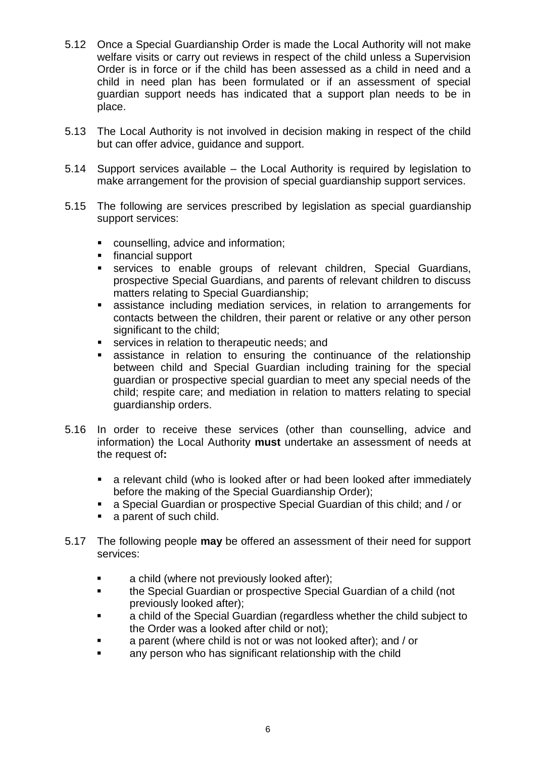5.12 Once a Special Guardianship Order is made the Local Authority will not make welfare visits or carry out reviews in respect of the child unless a Supervision Order is in force or if the child has been assessed as a child in need and a child in need plan has been formulated or if an assessment of special guardian support needs has indicated that a support plan needs to be in place.

5.13 The Local Authority is not involved in decision making in respect of the child but can offer advice, guidance and support.

5.14 Support services available – the Local Authority is required by legislation to make arrangement for the provision of special guardianship support services.

5.15 The following are services prescribed by legislation as special guardianship support services:

- counselling, advice and information;
- financial support
- services to enable groups of relevant children, Special Guardians, prospective Special Guardians, and parents of relevant children to discuss matters relating to Special Guardianship;
- assistance including mediation services, in relation to arrangements for contacts between the children, their parent or relative or any other person significant to the child;
- services in relation to therapeutic needs; and
- assistance in relation to ensuring the continuance of the relationship between child and Special Guardian including training for the special guardian or prospective special guardian to meet any special needs of the child; respite care; and mediation in relation to matters relating to special guardianship orders.

5.16 In order to receive these services (other than counselling, advice and information) the Local Authority **must** undertake an assessment of needs at the request of**:**

- a relevant child (who is looked after or had been looked after immediately before the making of the Special Guardianship Order);
- a Special Guardian or prospective Special Guardian of this child; and / or
- a parent of such child.

5.17 The following people **may** be offered an assessment of their need for support services:

- a child (where not previously looked after);
- the Special Guardian or prospective Special Guardian of a child (not previously looked after);
- a child of the Special Guardian (regardless whether the child subject to the Order was a looked after child or not);
- a parent (where child is not or was not looked after); and / or
- any person who has significant relationship with the child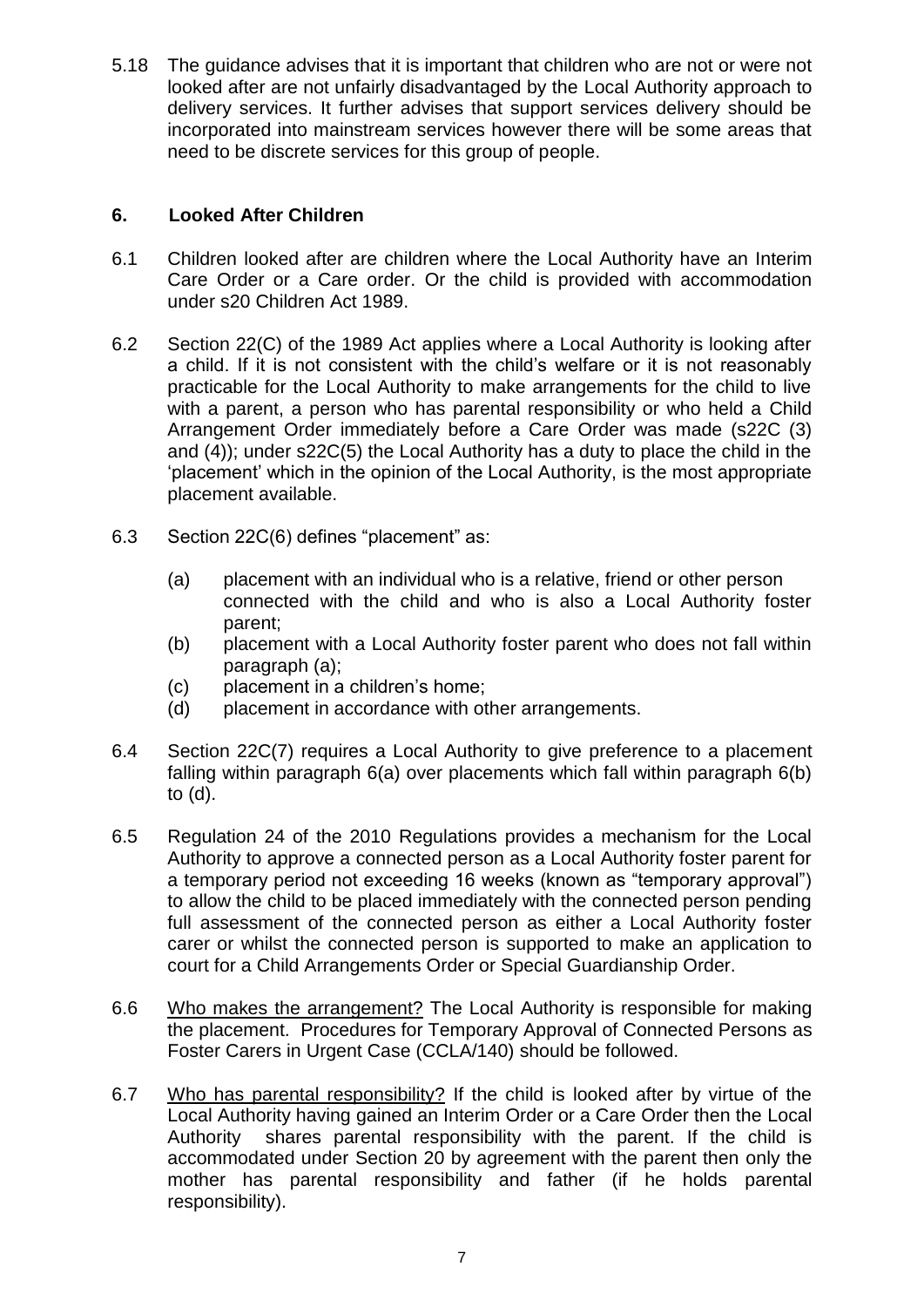5.18 The guidance advises that it is important that children who are not or were not looked after are not unfairly disadvantaged by the Local Authority approach to delivery services. It further advises that support services delivery should be incorporated into mainstream services however there will be some areas that need to be discrete services for this group of people.

## 6. Looked After Children

6.1 Children looked after are children where the Local Authority have an Interim Care Order or a Care order. Or the child is provided with accommodation under s20 Children Act 1989.

6.2 Section 22(C) of the 1989 Act applies where a Local Authority is looking after a child. If it is not consistent with the child's welfare or it is not reasonably practicable for the Local Authority to make arrangements for the child to live with a parent, a person who has parental responsibility or who held a Child Arrangement Order immediately before a Care Order was made (s22C (3) and (4)); under s22C(5) the Local Authority has a duty to place the child in the 'placement' which in the opinion of the Local Authority, is the most appropriate placement available.

6.3 Section 22C(6) defines "placement" as:

(a) placement with an individual who is a relative, friend or other person connected with the child and who is also a Local Authority foster parent;
(b) placement with a Local Authority foster parent who does not fall within paragraph (a);
(c) placement in a children's home;
(d) placement in accordance with other arrangements.

6.4 Section 22C(7) requires a Local Authority to give preference to a placement falling within paragraph 6(a) over placements which fall within paragraph 6(b) to (d).

6.5 Regulation 24 of the 2010 Regulations provides a mechanism for the Local Authority to approve a connected person as a Local Authority foster parent for a temporary period not exceeding 16 weeks (known as "temporary approval") to allow the child to be placed immediately with the connected person pending full assessment of the connected person as either a Local Authority foster carer or whilst the connected person is supported to make an application to court for a Child Arrangements Order or Special Guardianship Order.

6.6 <u>Who makes the arrangement?</u> The Local Authority is responsible for making the placement. Procedures for Temporary Approval of Connected Persons as Foster Carers in Urgent Case (CCLA/140) should be followed.

6.7 <u>Who has parental responsibility?</u> If the child is looked after by virtue of the Local Authority having gained an Interim Order or a Care Order then the Local Authority shares parental responsibility with the parent. If the child is accommodated under Section 20 by agreement with the parent then only the mother has parental responsibility and father (if he holds parental responsibility).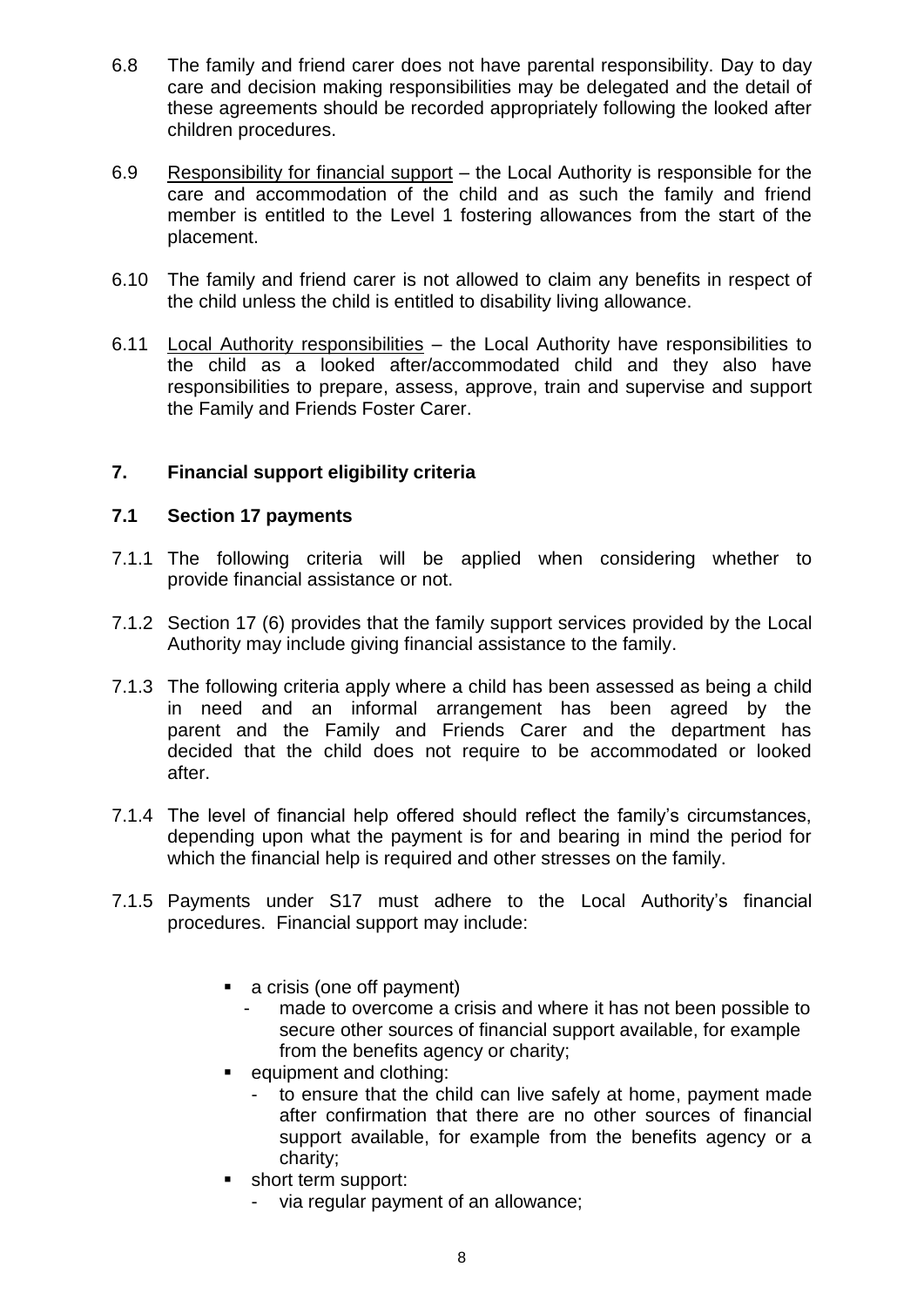6.8 The family and friend carer does not have parental responsibility. Day to day care and decision making responsibilities may be delegated and the detail of these agreements should be recorded appropriately following the looked after children procedures.

6.9 Responsibility for financial support – the Local Authority is responsible for the care and accommodation of the child and as such the family and friend member is entitled to the Level 1 fostering allowances from the start of the placement.

6.10 The family and friend carer is not allowed to claim any benefits in respect of the child unless the child is entitled to disability living allowance.

6.11 Local Authority responsibilities – the Local Authority have responsibilities to the child as a looked after/accommodated child and they also have responsibilities to prepare, assess, approve, train and supervise and support the Family and Friends Foster Carer.

## 7. Financial support eligibility criteria

### 7.1 Section 17 payments

7.1.1 The following criteria will be applied when considering whether to provide financial assistance or not.

7.1.2 Section 17 (6) provides that the family support services provided by the Local Authority may include giving financial assistance to the family.

7.1.3 The following criteria apply where a child has been assessed as being a child in need and an informal arrangement has been agreed by the parent and the Family and Friends Carer and the department has decided that the child does not require to be accommodated or looked after.

7.1.4 The level of financial help offered should reflect the family's circumstances, depending upon what the payment is for and bearing in mind the period for which the financial help is required and other stresses on the family.

7.1.5 Payments under S17 must adhere to the Local Authority's financial procedures. Financial support may include:

- a crisis (one off payment)
  - made to overcome a crisis and where it has not been possible to secure other sources of financial support available, for example from the benefits agency or charity;
- equipment and clothing:
  - to ensure that the child can live safely at home, payment made after confirmation that there are no other sources of financial support available, for example from the benefits agency or a charity;
- short term support:
  - via regular payment of an allowance;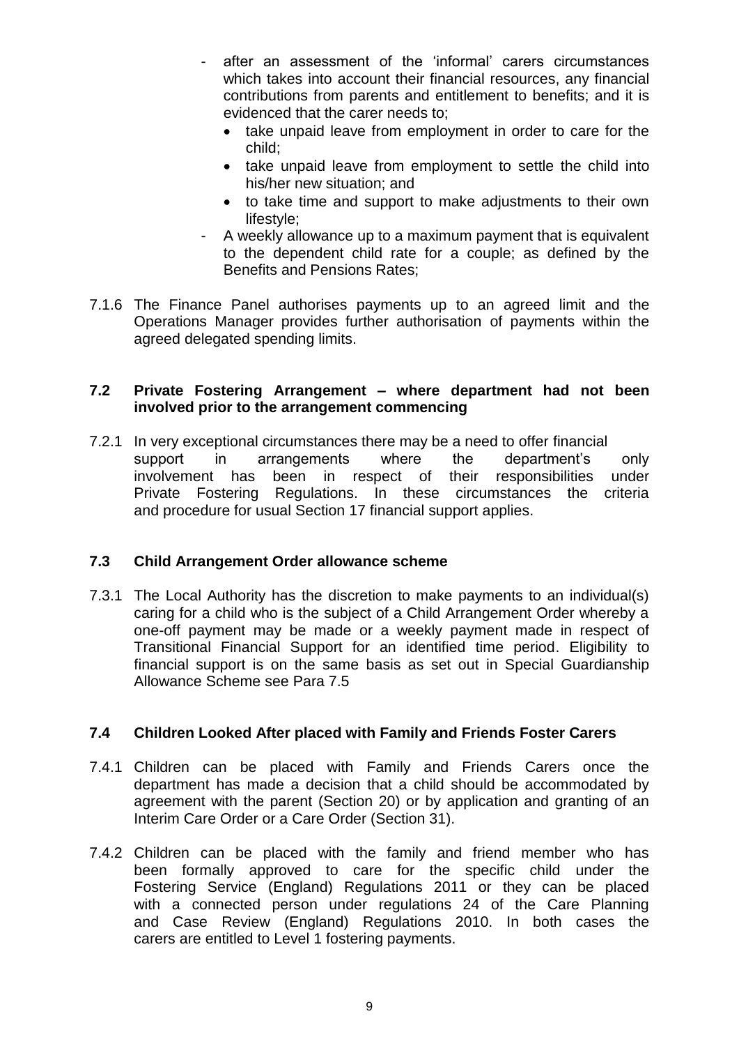- after an assessment of the 'informal' carers circumstances which takes into account their financial resources, any financial contributions from parents and entitlement to benefits; and it is evidenced that the carer needs to;
  - take unpaid leave from employment in order to care for the child;
  - take unpaid leave from employment to settle the child into his/her new situation; and
  - to take time and support to make adjustments to their own lifestyle;
- A weekly allowance up to a maximum payment that is equivalent to the dependent child rate for a couple; as defined by the Benefits and Pensions Rates;

7.1.6 The Finance Panel authorises payments up to an agreed limit and the Operations Manager provides further authorisation of payments within the agreed delegated spending limits.

### 7.2 Private Fostering Arrangement – where department had not been involved prior to the arrangement commencing

7.2.1 In very exceptional circumstances there may be a need to offer financial support in arrangements where the department's only involvement has been in respect of their responsibilities under Private Fostering Regulations. In these circumstances the criteria and procedure for usual Section 17 financial support applies.

### 7.3 Child Arrangement Order allowance scheme

7.3.1 The Local Authority has the discretion to make payments to an individual(s) caring for a child who is the subject of a Child Arrangement Order whereby a one-off payment may be made or a weekly payment made in respect of Transitional Financial Support for an identified time period. Eligibility to financial support is on the same basis as set out in Special Guardianship Allowance Scheme see Para 7.5

### 7.4 Children Looked After placed with Family and Friends Foster Carers

7.4.1 Children can be placed with Family and Friends Carers once the department has made a decision that a child should be accommodated by agreement with the parent (Section 20) or by application and granting of an Interim Care Order or a Care Order (Section 31).

7.4.2 Children can be placed with the family and friend member who has been formally approved to care for the specific child under the Fostering Service (England) Regulations 2011 or they can be placed with a connected person under regulations 24 of the Care Planning and Case Review (England) Regulations 2010. In both cases the carers are entitled to Level 1 fostering payments.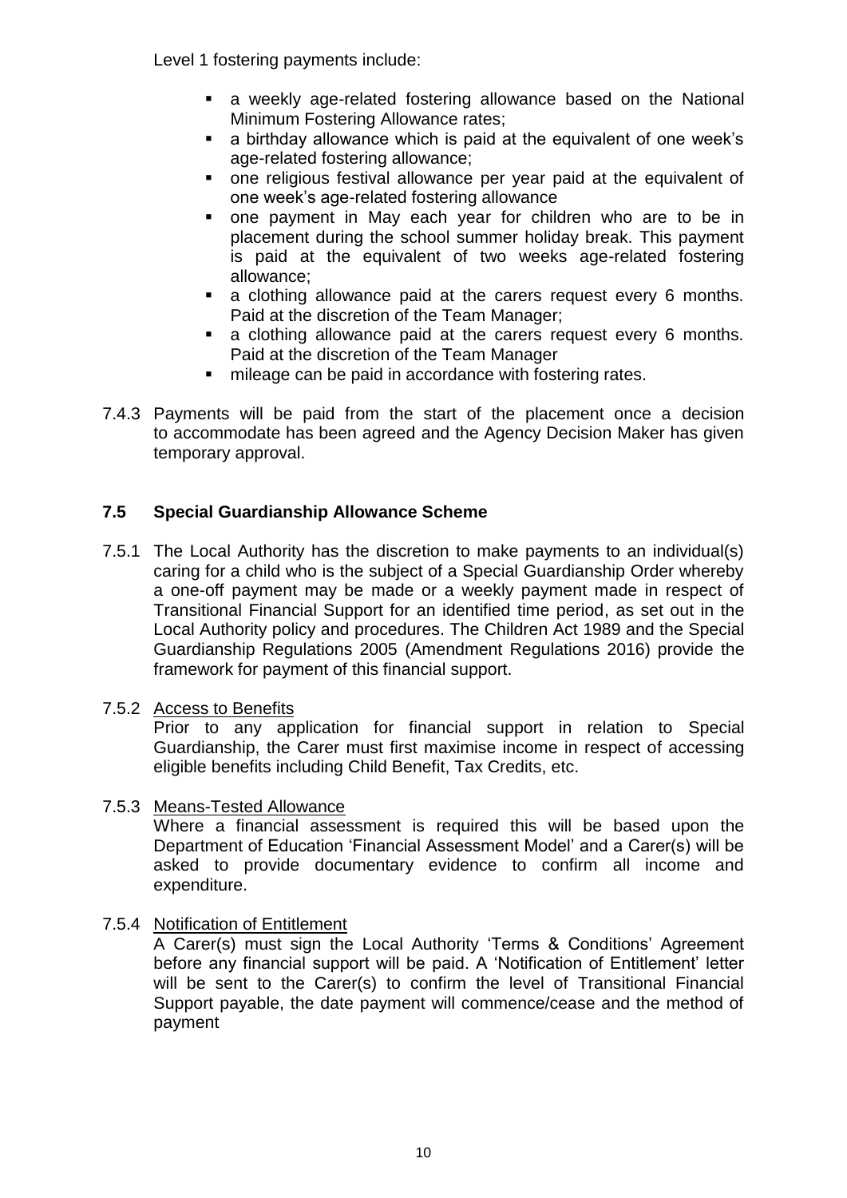Level 1 fostering payments include:

- a weekly age-related fostering allowance based on the National Minimum Fostering Allowance rates;
- a birthday allowance which is paid at the equivalent of one week's age-related fostering allowance;
- one religious festival allowance per year paid at the equivalent of one week's age-related fostering allowance
- one payment in May each year for children who are to be in placement during the school summer holiday break. This payment is paid at the equivalent of two weeks age-related fostering allowance;
- a clothing allowance paid at the carers request every 6 months. Paid at the discretion of the Team Manager;
- a clothing allowance paid at the carers request every 6 months. Paid at the discretion of the Team Manager
- mileage can be paid in accordance with fostering rates.

7.4.3 Payments will be paid from the start of the placement once a decision to accommodate has been agreed and the Agency Decision Maker has given temporary approval.

### 7.5 Special Guardianship Allowance Scheme

7.5.1 The Local Authority has the discretion to make payments to an individual(s) caring for a child who is the subject of a Special Guardianship Order whereby a one-off payment may be made or a weekly payment made in respect of Transitional Financial Support for an identified time period, as set out in the Local Authority policy and procedures. The Children Act 1989 and the Special Guardianship Regulations 2005 (Amendment Regulations 2016) provide the framework for payment of this financial support.

7.5.2 Access to Benefits

Prior to any application for financial support in relation to Special Guardianship, the Carer must first maximise income in respect of accessing eligible benefits including Child Benefit, Tax Credits, etc.

7.5.3 Means-Tested Allowance

Where a financial assessment is required this will be based upon the Department of Education 'Financial Assessment Model' and a Carer(s) will be asked to provide documentary evidence to confirm all income and expenditure.

7.5.4 Notification of Entitlement

A Carer(s) must sign the Local Authority 'Terms & Conditions' Agreement before any financial support will be paid. A 'Notification of Entitlement' letter will be sent to the Carer(s) to confirm the level of Transitional Financial Support payable, the date payment will commence/cease and the method of payment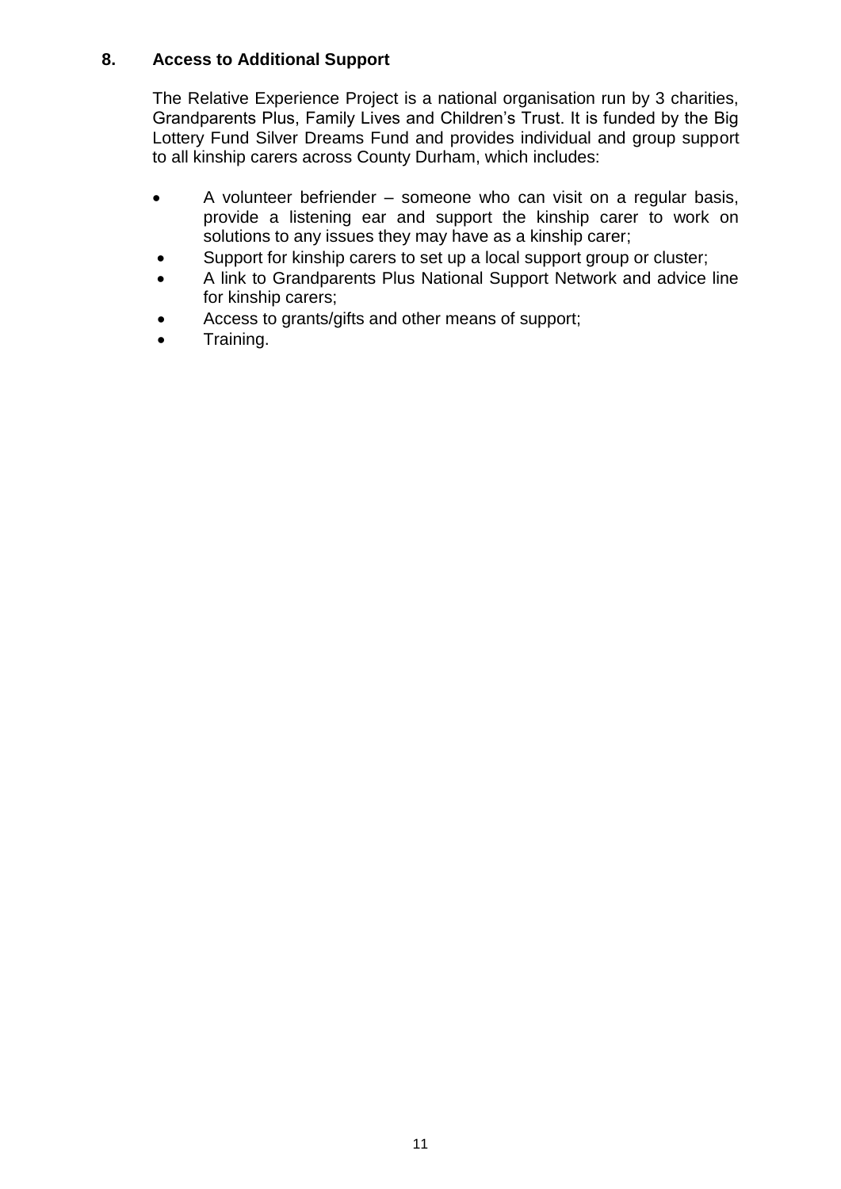## 8. Access to Additional Support

The Relative Experience Project is a national organisation run by 3 charities, Grandparents Plus, Family Lives and Children's Trust. It is funded by the Big Lottery Fund Silver Dreams Fund and provides individual and group support to all kinship carers across County Durham, which includes:

- A volunteer befriender – someone who can visit on a regular basis, provide a listening ear and support the kinship carer to work on solutions to any issues they may have as a kinship carer;
- Support for kinship carers to set up a local support group or cluster;
- A link to Grandparents Plus National Support Network and advice line for kinship carers;
- Access to grants/gifts and other means of support;
- Training.